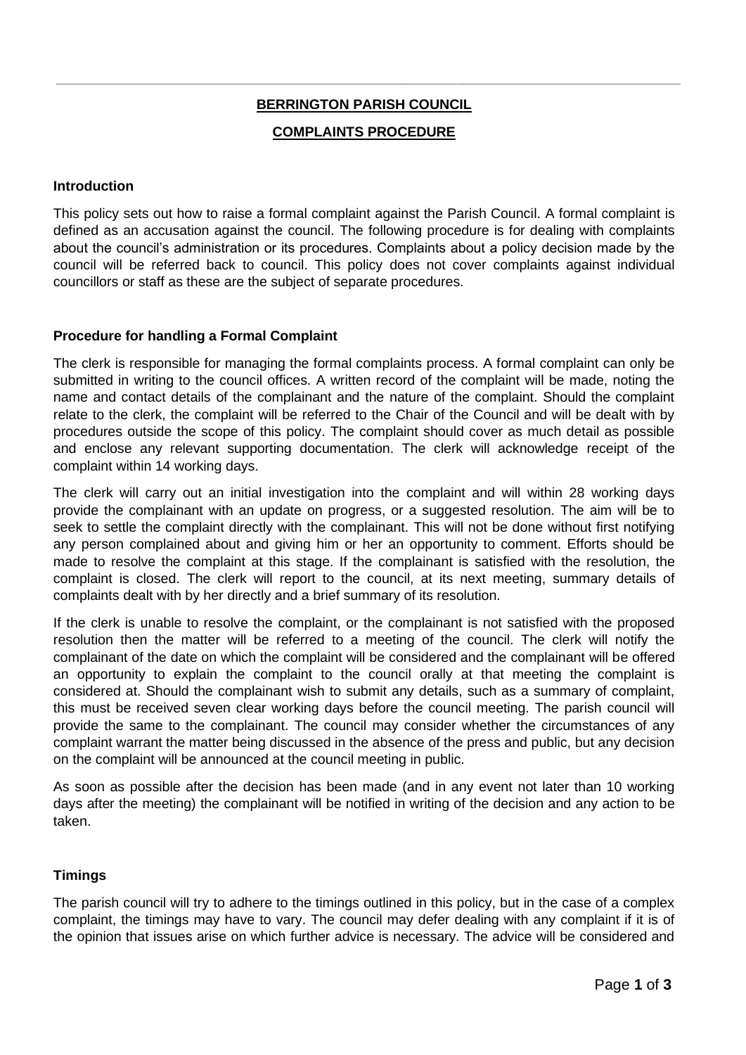# BERRINGTON PARISH COUNCIL

## COMPLAINTS PROCEDURE

### Introduction

This policy sets out how to raise a formal complaint against the Parish Council. A formal complaint is defined as an accusation against the council. The following procedure is for dealing with complaints about the council's administration or its procedures. Complaints about a policy decision made by the council will be referred back to council. This policy does not cover complaints against individual councillors or staff as these are the subject of separate procedures.

### Procedure for handling a Formal Complaint

The clerk is responsible for managing the formal complaints process. A formal complaint can only be submitted in writing to the council offices. A written record of the complaint will be made, noting the name and contact details of the complainant and the nature of the complaint. Should the complaint relate to the clerk, the complaint will be referred to the Chair of the Council and will be dealt with by procedures outside the scope of this policy. The complaint should cover as much detail as possible and enclose any relevant supporting documentation. The clerk will acknowledge receipt of the complaint within 14 working days.

The clerk will carry out an initial investigation into the complaint and will within 28 working days provide the complainant with an update on progress, or a suggested resolution. The aim will be to seek to settle the complaint directly with the complainant. This will not be done without first notifying any person complained about and giving him or her an opportunity to comment. Efforts should be made to resolve the complaint at this stage. If the complainant is satisfied with the resolution, the complaint is closed. The clerk will report to the council, at its next meeting, summary details of complaints dealt with by her directly and a brief summary of its resolution.

If the clerk is unable to resolve the complaint, or the complainant is not satisfied with the proposed resolution then the matter will be referred to a meeting of the council. The clerk will notify the complainant of the date on which the complaint will be considered and the complainant will be offered an opportunity to explain the complaint to the council orally at that meeting the complaint is considered at. Should the complainant wish to submit any details, such as a summary of complaint, this must be received seven clear working days before the council meeting. The parish council will provide the same to the complainant. The council may consider whether the circumstances of any complaint warrant the matter being discussed in the absence of the press and public, but any decision on the complaint will be announced at the council meeting in public.

As soon as possible after the decision has been made (and in any event not later than 10 working days after the meeting) the complainant will be notified in writing of the decision and any action to be taken.

### Timings

The parish council will try to adhere to the timings outlined in this policy, but in the case of a complex complaint, the timings may have to vary. The council may defer dealing with any complaint if it is of the opinion that issues arise on which further advice is necessary. The advice will be considered and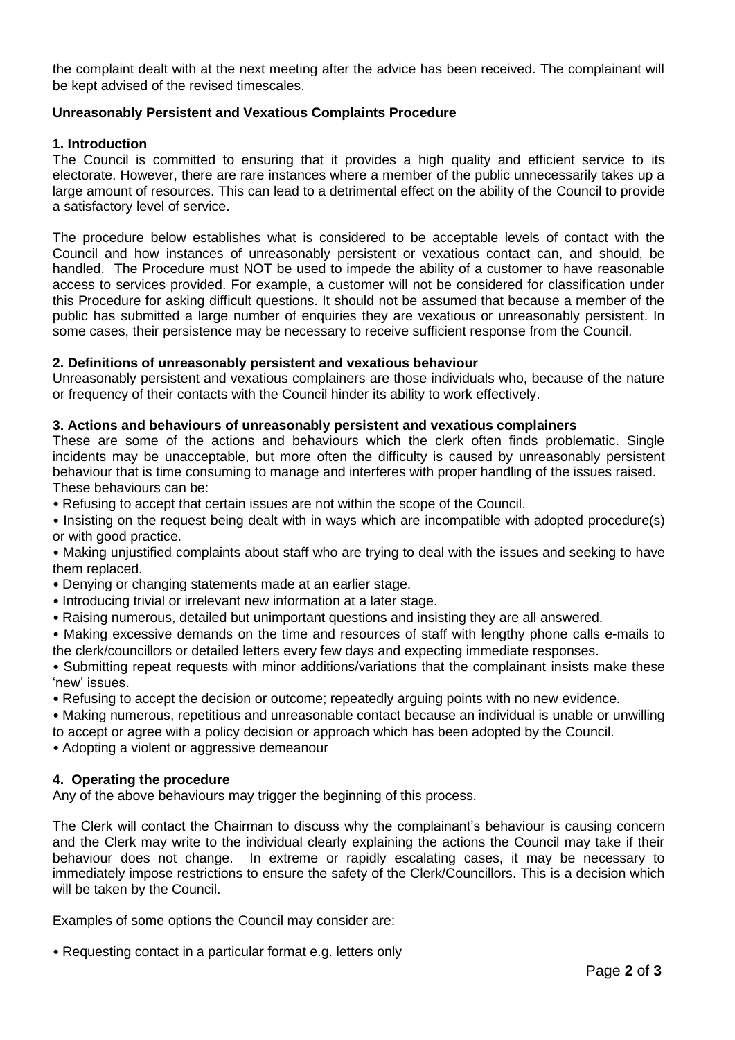the complaint dealt with at the next meeting after the advice has been received. The complainant will be kept advised of the revised timescales.

## Unreasonably Persistent and Vexatious Complaints Procedure

### 1. Introduction

The Council is committed to ensuring that it provides a high quality and efficient service to its electorate. However, there are rare instances where a member of the public unnecessarily takes up a large amount of resources. This can lead to a detrimental effect on the ability of the Council to provide a satisfactory level of service.

The procedure below establishes what is considered to be acceptable levels of contact with the Council and how instances of unreasonably persistent or vexatious contact can, and should, be handled. The Procedure must NOT be used to impede the ability of a customer to have reasonable access to services provided. For example, a customer will not be considered for classification under this Procedure for asking difficult questions. It should not be assumed that because a member of the public has submitted a large number of enquiries they are vexatious or unreasonably persistent. In some cases, their persistence may be necessary to receive sufficient response from the Council.

### 2. Definitions of unreasonably persistent and vexatious behaviour

Unreasonably persistent and vexatious complainers are those individuals who, because of the nature or frequency of their contacts with the Council hinder its ability to work effectively.

### 3. Actions and behaviours of unreasonably persistent and vexatious complainers

These are some of the actions and behaviours which the clerk often finds problematic. Single incidents may be unacceptable, but more often the difficulty is caused by unreasonably persistent behaviour that is time consuming to manage and interferes with proper handling of the issues raised. These behaviours can be:

- Refusing to accept that certain issues are not within the scope of the Council.
- Insisting on the request being dealt with in ways which are incompatible with adopted procedure(s) or with good practice.
- Making unjustified complaints about staff who are trying to deal with the issues and seeking to have them replaced.
- Denying or changing statements made at an earlier stage.
- Introducing trivial or irrelevant new information at a later stage.
- Raising numerous, detailed but unimportant questions and insisting they are all answered.
- Making excessive demands on the time and resources of staff with lengthy phone calls e-mails to the clerk/councillors or detailed letters every few days and expecting immediate responses.
- Submitting repeat requests with minor additions/variations that the complainant insists make these 'new' issues.
- Refusing to accept the decision or outcome; repeatedly arguing points with no new evidence.
- Making numerous, repetitious and unreasonable contact because an individual is unable or unwilling to accept or agree with a policy decision or approach which has been adopted by the Council.
- Adopting a violent or aggressive demeanour

### 4. Operating the procedure

Any of the above behaviours may trigger the beginning of this process.

The Clerk will contact the Chairman to discuss why the complainant's behaviour is causing concern and the Clerk may write to the individual clearly explaining the actions the Council may take if their behaviour does not change. In extreme or rapidly escalating cases, it may be necessary to immediately impose restrictions to ensure the safety of the Clerk/Councillors. This is a decision which will be taken by the Council.

Examples of some options the Council may consider are:

- Requesting contact in a particular format e.g. letters only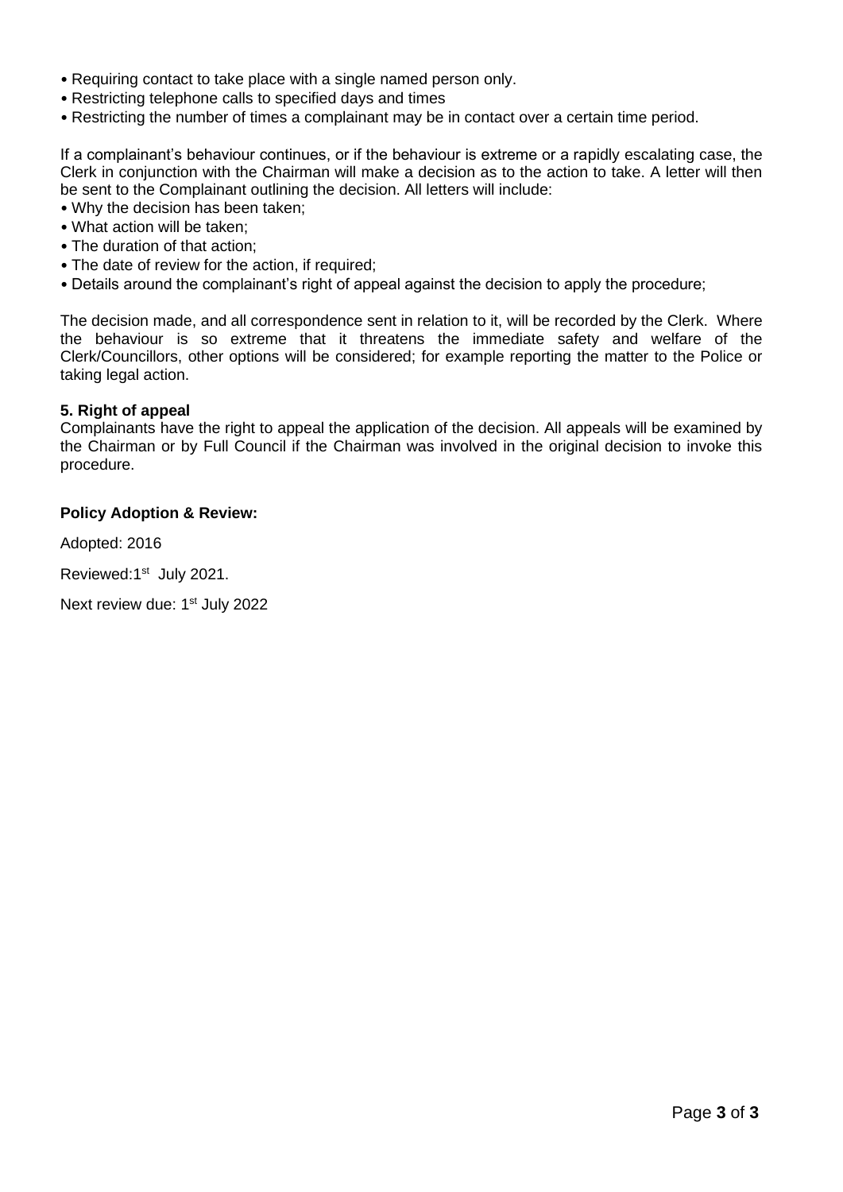- Requiring contact to take place with a single named person only.
- Restricting telephone calls to specified days and times
- Restricting the number of times a complainant may be in contact over a certain time period.

If a complainant's behaviour continues, or if the behaviour is extreme or a rapidly escalating case, the Clerk in conjunction with the Chairman will make a decision as to the action to take. A letter will then be sent to the Complainant outlining the decision. All letters will include:

- Why the decision has been taken;
- What action will be taken;
- The duration of that action;
- The date of review for the action, if required;
- Details around the complainant's right of appeal against the decision to apply the procedure;

The decision made, and all correspondence sent in relation to it, will be recorded by the Clerk. Where the behaviour is so extreme that it threatens the immediate safety and welfare of the Clerk/Councillors, other options will be considered; for example reporting the matter to the Police or taking legal action.

**5. Right of appeal**

Complainants have the right to appeal the application of the decision. All appeals will be examined by the Chairman or by Full Council if the Chairman was involved in the original decision to invoke this procedure.

**Policy Adoption & Review:**

Adopted: 2016

Reviewed: 1st July 2021.

Next review due: 1st July 2022